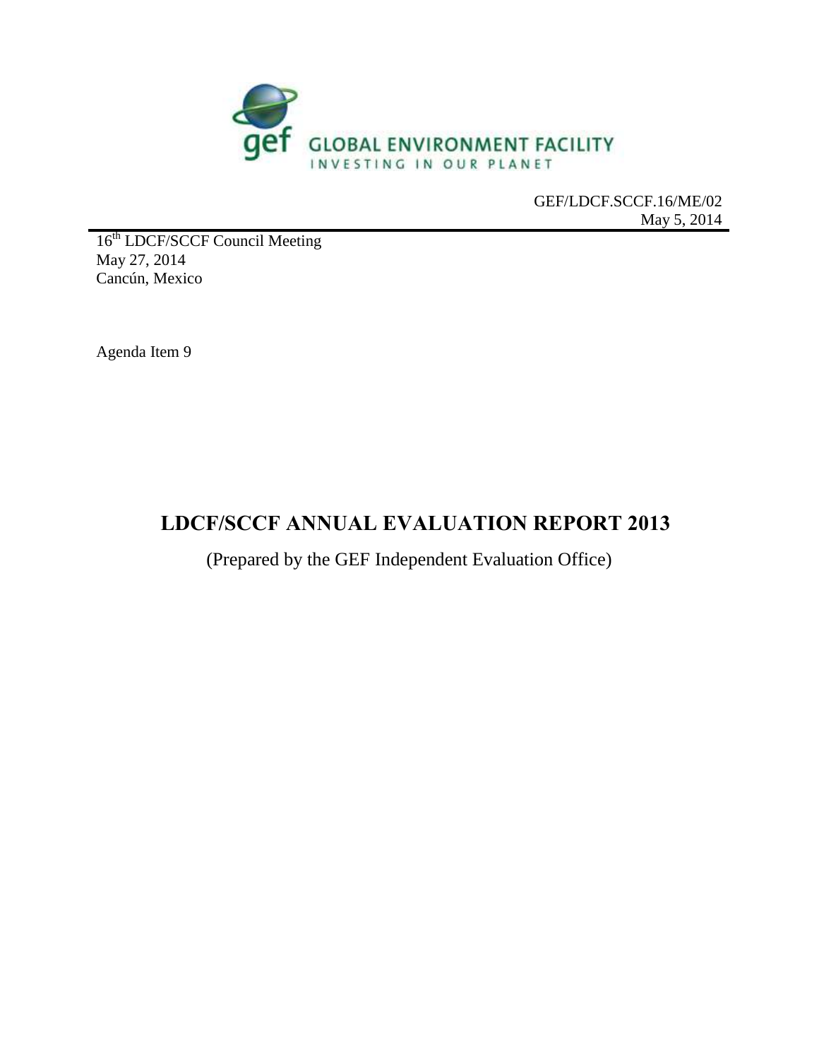GEF/LDCF.SCCF.16/ME/02
May 5, 2014

16th LDCF/SCCF Council Meeting
May 27, 2014
Cancún, Mexico

Agenda Item 9

# LDCF/SCCF ANNUAL EVALUATION REPORT 2013

(Prepared by the GEF Independent Evaluation Office)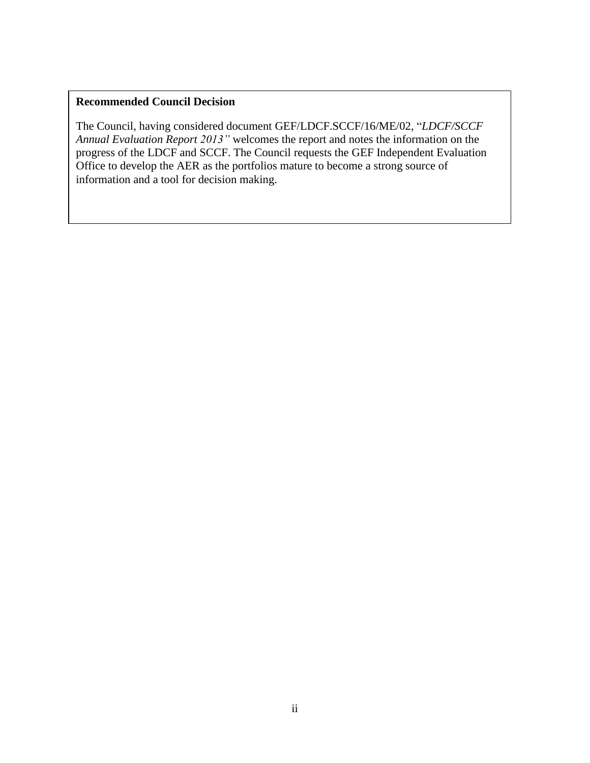**Recommended Council Decision**

The Council, having considered document GEF/LDCF.SCCF/16/ME/02, "*LDCF/SCCF Annual Evaluation Report 2013"* welcomes the report and notes the information on the progress of the LDCF and SCCF. The Council requests the GEF Independent Evaluation Office to develop the AER as the portfolios mature to become a strong source of information and a tool for decision making.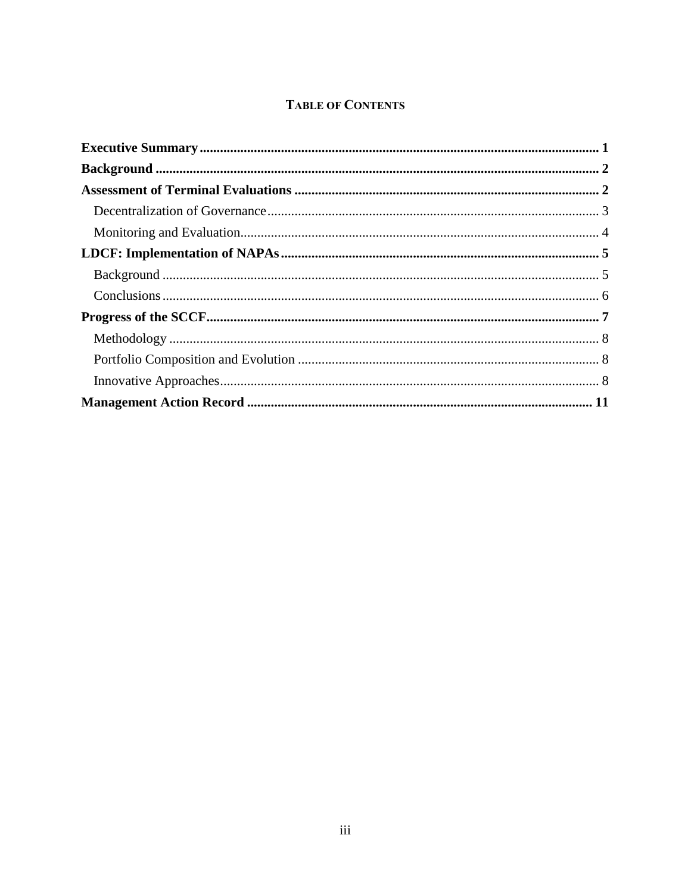# TABLE OF CONTENTS

**Executive Summary** ..................................................................................................................... **1**

**Background** .................................................................................................................................. **2**

**Assessment of Terminal Evaluations** ......................................................................................... **2**

Decentralization of Governance ................................................................................................. 3

Monitoring and Evaluation ......................................................................................................... 4

**LDCF: Implementation of NAPAs** ............................................................................................. **5**

Background ................................................................................................................................ 5

Conclusions ................................................................................................................................ 6

**Progress of the SCCF** ................................................................................................................... **7**

Methodology .............................................................................................................................. 8

Portfolio Composition and Evolution ........................................................................................ 8

Innovative Approaches ............................................................................................................... 8

**Management Action Record** ..................................................................................................... **11**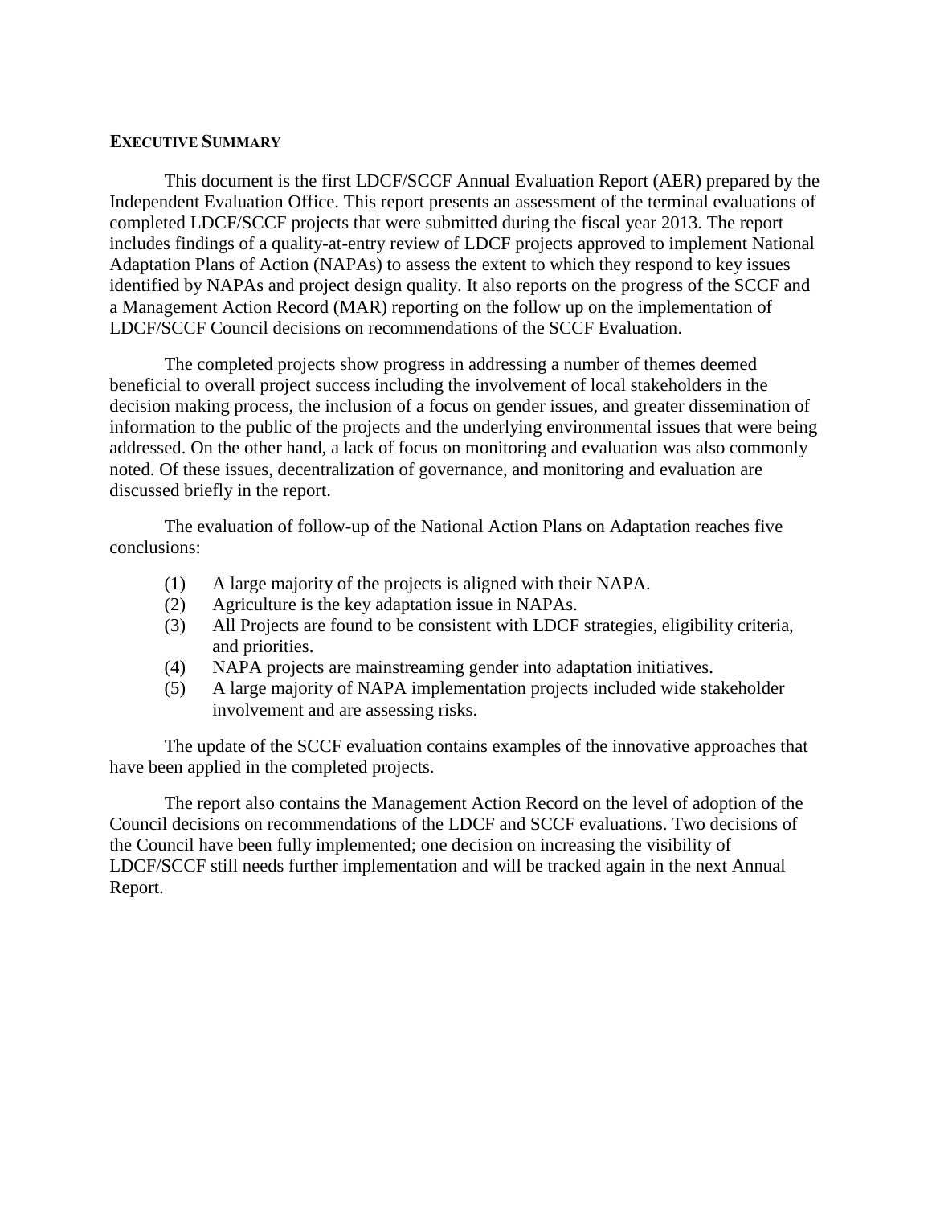## EXECUTIVE SUMMARY

This document is the first LDCF/SCCF Annual Evaluation Report (AER) prepared by the Independent Evaluation Office. This report presents an assessment of the terminal evaluations of completed LDCF/SCCF projects that were submitted during the fiscal year 2013. The report includes findings of a quality-at-entry review of LDCF projects approved to implement National Adaptation Plans of Action (NAPAs) to assess the extent to which they respond to key issues identified by NAPAs and project design quality. It also reports on the progress of the SCCF and a Management Action Record (MAR) reporting on the follow up on the implementation of LDCF/SCCF Council decisions on recommendations of the SCCF Evaluation.

The completed projects show progress in addressing a number of themes deemed beneficial to overall project success including the involvement of local stakeholders in the decision making process, the inclusion of a focus on gender issues, and greater dissemination of information to the public of the projects and the underlying environmental issues that were being addressed. On the other hand, a lack of focus on monitoring and evaluation was also commonly noted. Of these issues, decentralization of governance, and monitoring and evaluation are discussed briefly in the report.

The evaluation of follow-up of the National Action Plans on Adaptation reaches five conclusions:

(1) A large majority of the projects is aligned with their NAPA.
(2) Agriculture is the key adaptation issue in NAPAs.
(3) All Projects are found to be consistent with LDCF strategies, eligibility criteria, and priorities.
(4) NAPA projects are mainstreaming gender into adaptation initiatives.
(5) A large majority of NAPA implementation projects included wide stakeholder involvement and are assessing risks.

The update of the SCCF evaluation contains examples of the innovative approaches that have been applied in the completed projects.

The report also contains the Management Action Record on the level of adoption of the Council decisions on recommendations of the LDCF and SCCF evaluations. Two decisions of the Council have been fully implemented; one decision on increasing the visibility of LDCF/SCCF still needs further implementation and will be tracked again in the next Annual Report.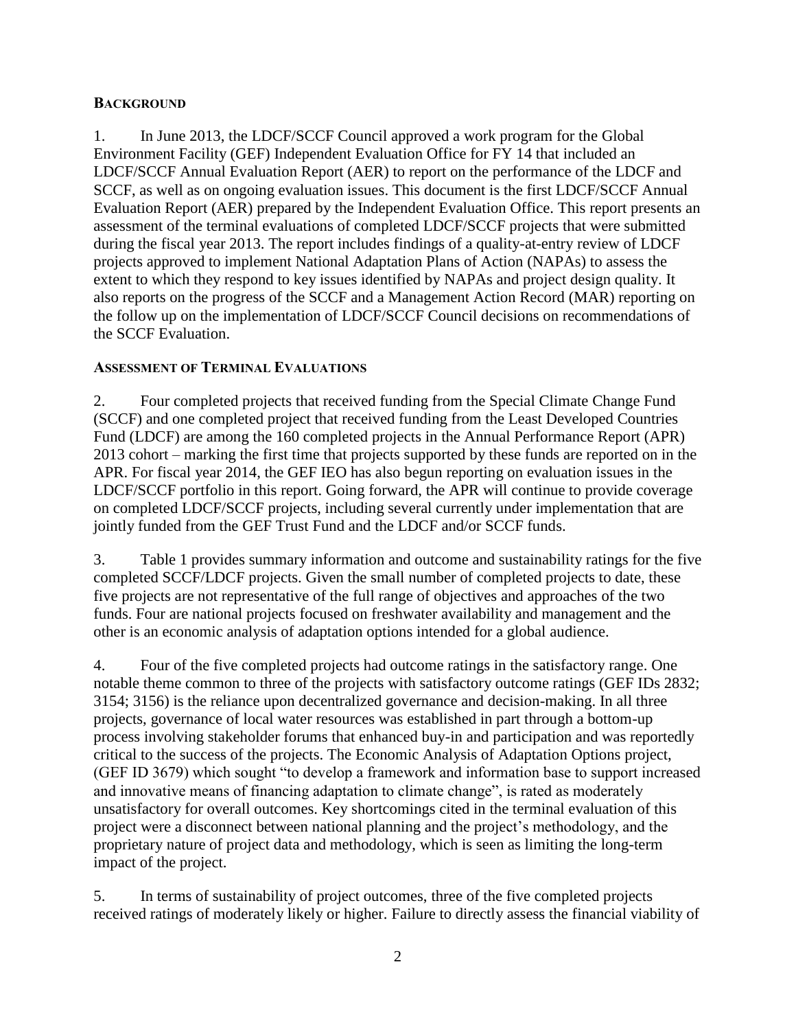## BACKGROUND

1. In June 2013, the LDCF/SCCF Council approved a work program for the Global Environment Facility (GEF) Independent Evaluation Office for FY 14 that included an LDCF/SCCF Annual Evaluation Report (AER) to report on the performance of the LDCF and SCCF, as well as on ongoing evaluation issues. This document is the first LDCF/SCCF Annual Evaluation Report (AER) prepared by the Independent Evaluation Office. This report presents an assessment of the terminal evaluations of completed LDCF/SCCF projects that were submitted during the fiscal year 2013. The report includes findings of a quality-at-entry review of LDCF projects approved to implement National Adaptation Plans of Action (NAPAs) to assess the extent to which they respond to key issues identified by NAPAs and project design quality. It also reports on the progress of the SCCF and a Management Action Record (MAR) reporting on the follow up on the implementation of LDCF/SCCF Council decisions on recommendations of the SCCF Evaluation.

### ASSESSMENT OF TERMINAL EVALUATIONS

2. Four completed projects that received funding from the Special Climate Change Fund (SCCF) and one completed project that received funding from the Least Developed Countries Fund (LDCF) are among the 160 completed projects in the Annual Performance Report (APR) 2013 cohort – marking the first time that projects supported by these funds are reported on in the APR. For fiscal year 2014, the GEF IEO has also begun reporting on evaluation issues in the LDCF/SCCF portfolio in this report. Going forward, the APR will continue to provide coverage on completed LDCF/SCCF projects, including several currently under implementation that are jointly funded from the GEF Trust Fund and the LDCF and/or SCCF funds.

3. Table 1 provides summary information and outcome and sustainability ratings for the five completed SCCF/LDCF projects. Given the small number of completed projects to date, these five projects are not representative of the full range of objectives and approaches of the two funds. Four are national projects focused on freshwater availability and management and the other is an economic analysis of adaptation options intended for a global audience.

4. Four of the five completed projects had outcome ratings in the satisfactory range. One notable theme common to three of the projects with satisfactory outcome ratings (GEF IDs 2832; 3154; 3156) is the reliance upon decentralized governance and decision-making. In all three projects, governance of local water resources was established in part through a bottom-up process involving stakeholder forums that enhanced buy-in and participation and was reportedly critical to the success of the projects. The Economic Analysis of Adaptation Options project, (GEF ID 3679) which sought "to develop a framework and information base to support increased and innovative means of financing adaptation to climate change", is rated as moderately unsatisfactory for overall outcomes. Key shortcomings cited in the terminal evaluation of this project were a disconnect between national planning and the project's methodology, and the proprietary nature of project data and methodology, which is seen as limiting the long-term impact of the project.

5. In terms of sustainability of project outcomes, three of the five completed projects received ratings of moderately likely or higher. Failure to directly assess the financial viability of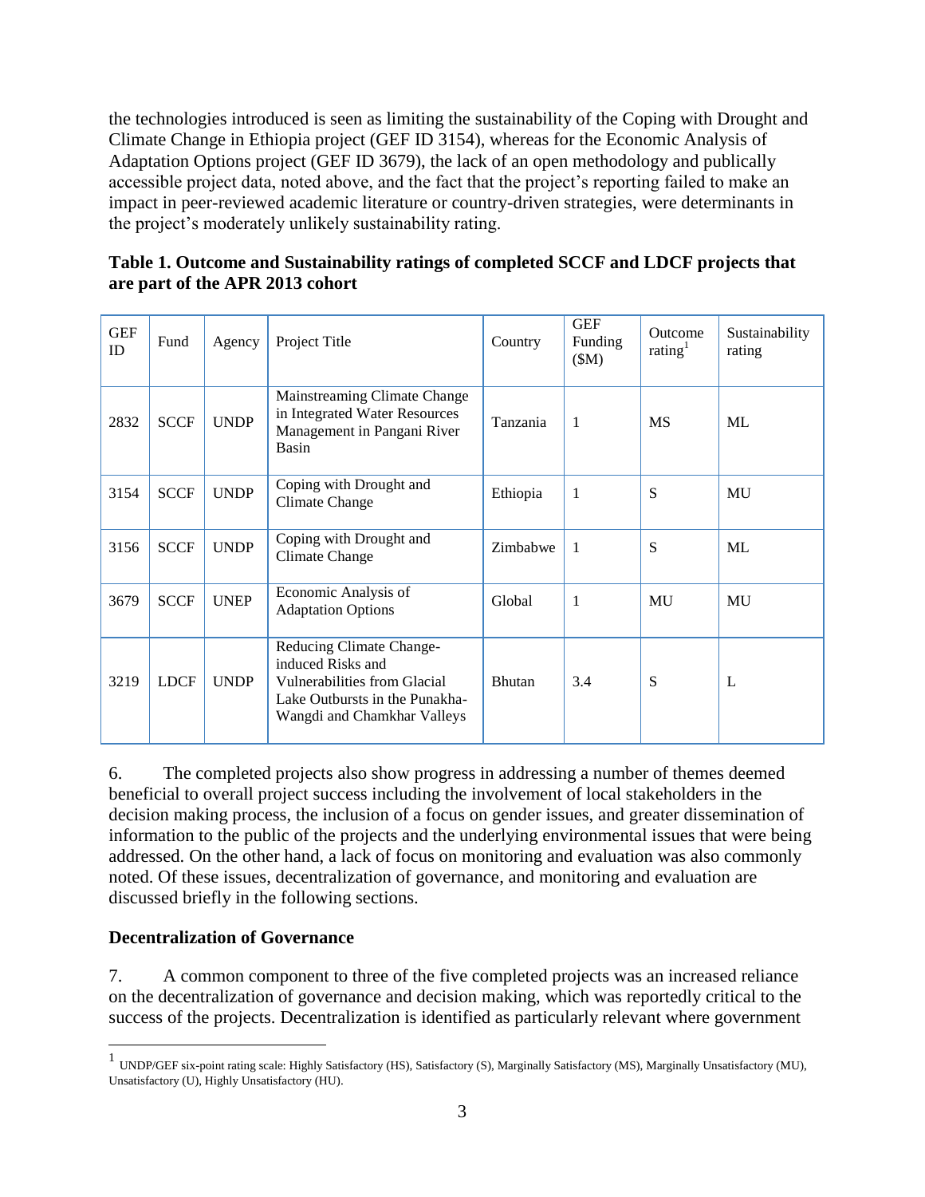the technologies introduced is seen as limiting the sustainability of the Coping with Drought and Climate Change in Ethiopia project (GEF ID 3154), whereas for the Economic Analysis of Adaptation Options project (GEF ID 3679), the lack of an open methodology and publically accessible project data, noted above, and the fact that the project's reporting failed to make an impact in peer-reviewed academic literature or country-driven strategies, were determinants in the project's moderately unlikely sustainability rating.

**Table 1. Outcome and Sustainability ratings of completed SCCF and LDCF projects that are part of the APR 2013 cohort**

| GEF ID | Fund | Agency | Project Title | Country | GEF Funding ($M) | Outcome rating[1] | Sustainability rating |
|---|---|---|---|---|---|---|---|
| 2832 | SCCF | UNDP | Mainstreaming Climate Change in Integrated Water Resources Management in Pangani River Basin | Tanzania | 1 | MS | ML |
| 3154 | SCCF | UNDP | Coping with Drought and Climate Change | Ethiopia | 1 | S | MU |
| 3156 | SCCF | UNDP | Coping with Drought and Climate Change | Zimbabwe | 1 | S | ML |
| 3679 | SCCF | UNEP | Economic Analysis of Adaptation Options | Global | 1 | MU | MU |
| 3219 | LDCF | UNDP | Reducing Climate Change-induced Risks and Vulnerabilities from Glacial Lake Outbursts in the Punakha-Wangdi and Chamkhar Valleys | Bhutan | 3.4 | S | L |

6. The completed projects also show progress in addressing a number of themes deemed beneficial to overall project success including the involvement of local stakeholders in the decision making process, the inclusion of a focus on gender issues, and greater dissemination of information to the public of the projects and the underlying environmental issues that were being addressed. On the other hand, a lack of focus on monitoring and evaluation was also commonly noted. Of these issues, decentralization of governance, and monitoring and evaluation are discussed briefly in the following sections.

## Decentralization of Governance

7. A common component to three of the five completed projects was an increased reliance on the decentralization of governance and decision making, which was reportedly critical to the success of the projects. Decentralization is identified as particularly relevant where government

[1] UNDP/GEF six-point rating scale: Highly Satisfactory (HS), Satisfactory (S), Marginally Satisfactory (MS), Marginally Unsatisfactory (MU), Unsatisfactory (U), Highly Unsatisfactory (HU).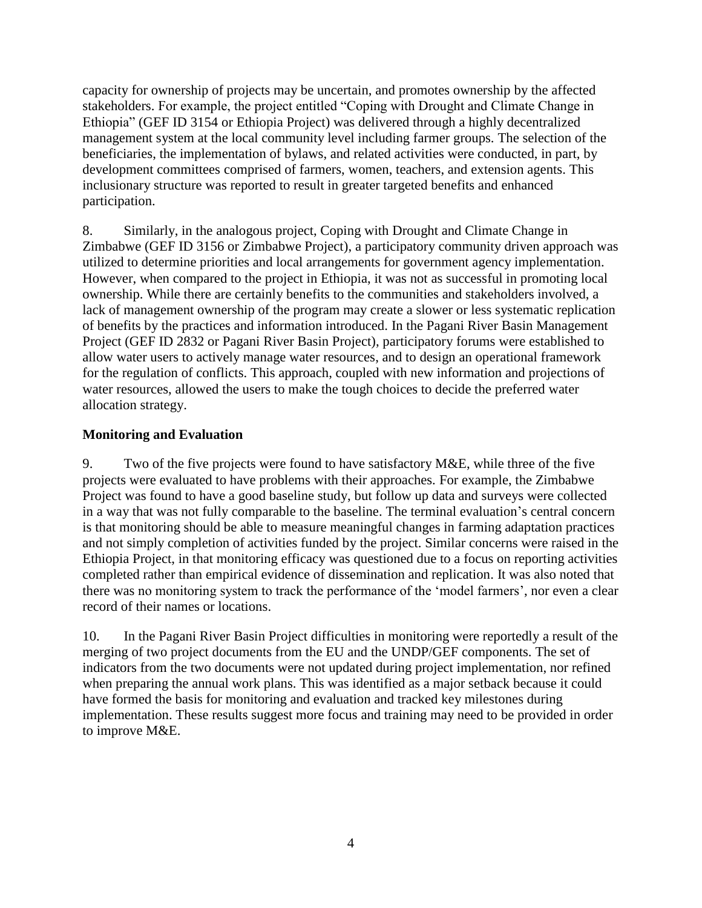capacity for ownership of projects may be uncertain, and promotes ownership by the affected stakeholders. For example, the project entitled "Coping with Drought and Climate Change in Ethiopia" (GEF ID 3154 or Ethiopia Project) was delivered through a highly decentralized management system at the local community level including farmer groups. The selection of the beneficiaries, the implementation of bylaws, and related activities were conducted, in part, by development committees comprised of farmers, women, teachers, and extension agents. This inclusionary structure was reported to result in greater targeted benefits and enhanced participation.

8. Similarly, in the analogous project, Coping with Drought and Climate Change in Zimbabwe (GEF ID 3156 or Zimbabwe Project), a participatory community driven approach was utilized to determine priorities and local arrangements for government agency implementation. However, when compared to the project in Ethiopia, it was not as successful in promoting local ownership. While there are certainly benefits to the communities and stakeholders involved, a lack of management ownership of the program may create a slower or less systematic replication of benefits by the practices and information introduced. In the Pagani River Basin Management Project (GEF ID 2832 or Pagani River Basin Project), participatory forums were established to allow water users to actively manage water resources, and to design an operational framework for the regulation of conflicts. This approach, coupled with new information and projections of water resources, allowed the users to make the tough choices to decide the preferred water allocation strategy.

**Monitoring and Evaluation**

9. Two of the five projects were found to have satisfactory M&E, while three of the five projects were evaluated to have problems with their approaches. For example, the Zimbabwe Project was found to have a good baseline study, but follow up data and surveys were collected in a way that was not fully comparable to the baseline. The terminal evaluation's central concern is that monitoring should be able to measure meaningful changes in farming adaptation practices and not simply completion of activities funded by the project. Similar concerns were raised in the Ethiopia Project, in that monitoring efficacy was questioned due to a focus on reporting activities completed rather than empirical evidence of dissemination and replication. It was also noted that there was no monitoring system to track the performance of the 'model farmers', nor even a clear record of their names or locations.

10. In the Pagani River Basin Project difficulties in monitoring were reportedly a result of the merging of two project documents from the EU and the UNDP/GEF components. The set of indicators from the two documents were not updated during project implementation, nor refined when preparing the annual work plans. This was identified as a major setback because it could have formed the basis for monitoring and evaluation and tracked key milestones during implementation. These results suggest more focus and training may need to be provided in order to improve M&E.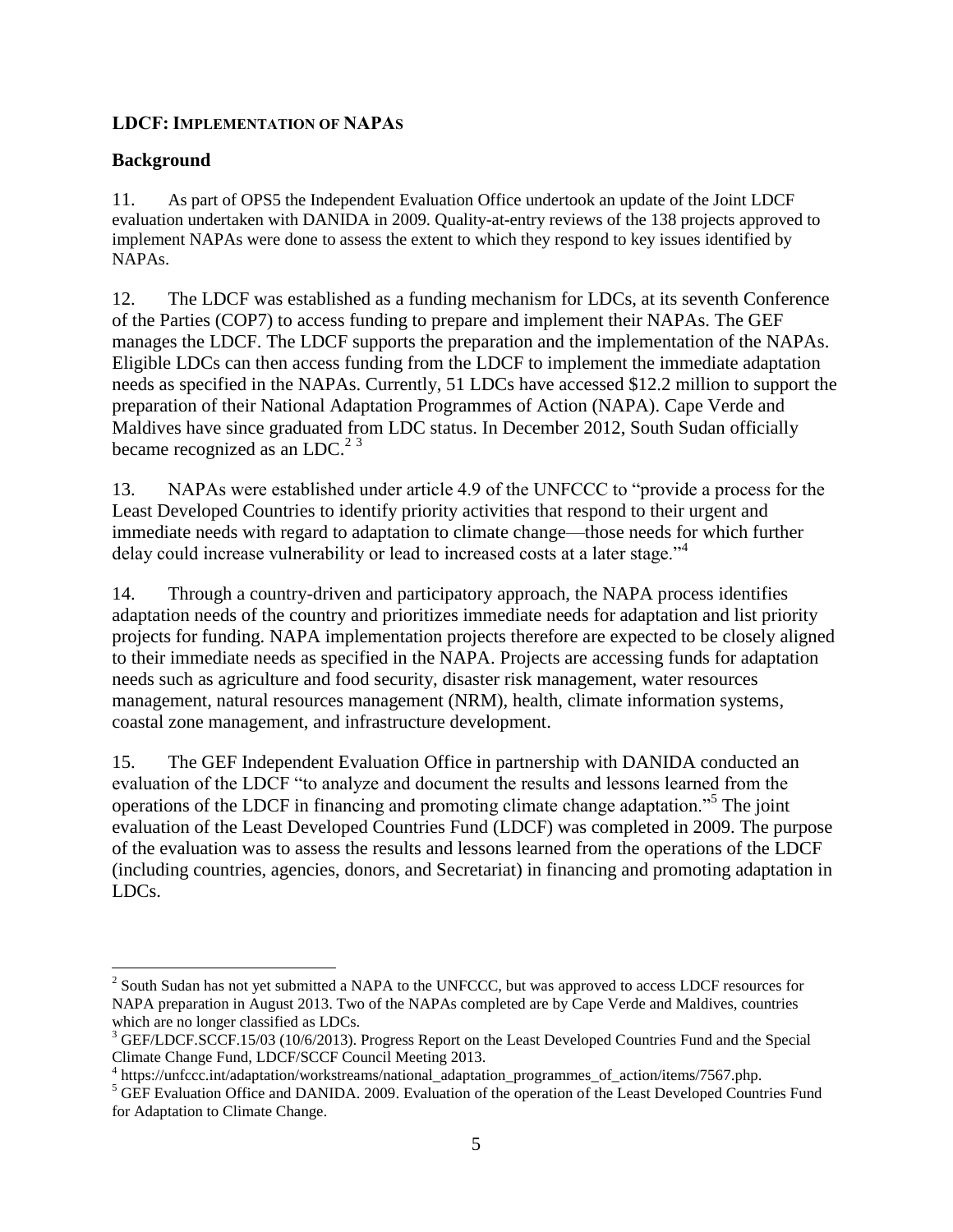## LDCF: IMPLEMENTATION OF NAPAS

### Background

11. As part of OPS5 the Independent Evaluation Office undertook an update of the Joint LDCF evaluation undertaken with DANIDA in 2009. Quality-at-entry reviews of the 138 projects approved to implement NAPAs were done to assess the extent to which they respond to key issues identified by NAPAs.

12. The LDCF was established as a funding mechanism for LDCs, at its seventh Conference of the Parties (COP7) to access funding to prepare and implement their NAPAs. The GEF manages the LDCF. The LDCF supports the preparation and the implementation of the NAPAs. Eligible LDCs can then access funding from the LDCF to implement the immediate adaptation needs as specified in the NAPAs. Currently, 51 LDCs have accessed $12.2 million to support the preparation of their National Adaptation Programmes of Action (NAPA). Cape Verde and Maldives have since graduated from LDC status. In December 2012, South Sudan officially became recognized as an LDC.[2 3]

13. NAPAs were established under article 4.9 of the UNFCCC to "provide a process for the Least Developed Countries to identify priority activities that respond to their urgent and immediate needs with regard to adaptation to climate change—those needs for which further delay could increase vulnerability or lead to increased costs at a later stage."[4]

14. Through a country-driven and participatory approach, the NAPA process identifies adaptation needs of the country and prioritizes immediate needs for adaptation and list priority projects for funding. NAPA implementation projects therefore are expected to be closely aligned to their immediate needs as specified in the NAPA. Projects are accessing funds for adaptation needs such as agriculture and food security, disaster risk management, water resources management, natural resources management (NRM), health, climate information systems, coastal zone management, and infrastructure development.

15. The GEF Independent Evaluation Office in partnership with DANIDA conducted an evaluation of the LDCF "to analyze and document the results and lessons learned from the operations of the LDCF in financing and promoting climate change adaptation."[5] The joint evaluation of the Least Developed Countries Fund (LDCF) was completed in 2009. The purpose of the evaluation was to assess the results and lessons learned from the operations of the LDCF (including countries, agencies, donors, and Secretariat) in financing and promoting adaptation in LDCs.

---

[2] South Sudan has not yet submitted a NAPA to the UNFCCC, but was approved to access LDCF resources for NAPA preparation in August 2013. Two of the NAPAs completed are by Cape Verde and Maldives, countries which are no longer classified as LDCs.

[3] GEF/LDCF.SCCF.15/03 (10/6/2013). Progress Report on the Least Developed Countries Fund and the Special Climate Change Fund, LDCF/SCCF Council Meeting 2013.

[4] https://unfccc.int/adaptation/workstreams/national_adaptation_programmes_of_action/items/7567.php.

[5] GEF Evaluation Office and DANIDA. 2009. Evaluation of the operation of the Least Developed Countries Fund for Adaptation to Climate Change.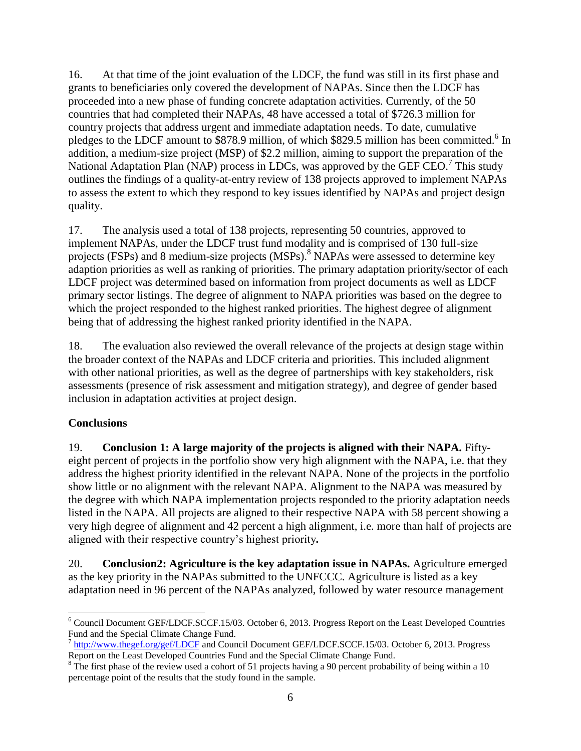16. At that time of the joint evaluation of the LDCF, the fund was still in its first phase and grants to beneficiaries only covered the development of NAPAs. Since then the LDCF has proceeded into a new phase of funding concrete adaptation activities. Currently, of the 50 countries that had completed their NAPAs, 48 have accessed a total of $726.3 million for country projects that address urgent and immediate adaptation needs. To date, cumulative pledges to the LDCF amount to $878.9 million, of which $829.5 million has been committed.[6] In addition, a medium-size project (MSP) of $2.2 million, aiming to support the preparation of the National Adaptation Plan (NAP) process in LDCs, was approved by the GEF CEO.[7] This study outlines the findings of a quality-at-entry review of 138 projects approved to implement NAPAs to assess the extent to which they respond to key issues identified by NAPAs and project design quality.

17. The analysis used a total of 138 projects, representing 50 countries, approved to implement NAPAs, under the LDCF trust fund modality and is comprised of 130 full-size projects (FSPs) and 8 medium-size projects (MSPs).[8] NAPAs were assessed to determine key adaption priorities as well as ranking of priorities. The primary adaptation priority/sector of each LDCF project was determined based on information from project documents as well as LDCF primary sector listings. The degree of alignment to NAPA priorities was based on the degree to which the project responded to the highest ranked priorities. The highest degree of alignment being that of addressing the highest ranked priority identified in the NAPA.

18. The evaluation also reviewed the overall relevance of the projects at design stage within the broader context of the NAPAs and LDCF criteria and priorities. This included alignment with other national priorities, as well as the degree of partnerships with key stakeholders, risk assessments (presence of risk assessment and mitigation strategy), and degree of gender based inclusion in adaptation activities at project design.

## Conclusions

19. **Conclusion 1: A large majority of the projects is aligned with their NAPA.** Fifty-eight percent of projects in the portfolio show very high alignment with the NAPA, i.e. that they address the highest priority identified in the relevant NAPA. None of the projects in the portfolio show little or no alignment with the relevant NAPA. Alignment to the NAPA was measured by the degree with which NAPA implementation projects responded to the priority adaptation needs listed in the NAPA. All projects are aligned to their respective NAPA with 58 percent showing a very high degree of alignment and 42 percent a high alignment, i.e. more than half of projects are aligned with their respective country's highest priority**.**

20. **Conclusion2: Agriculture is the key adaptation issue in NAPAs.** Agriculture emerged as the key priority in the NAPAs submitted to the UNFCCC. Agriculture is listed as a key adaptation need in 96 percent of the NAPAs analyzed, followed by water resource management

---

[6] Council Document GEF/LDCF.SCCF.15/03. October 6, 2013. Progress Report on the Least Developed Countries Fund and the Special Climate Change Fund.

[7] http://www.thegef.org/gef/LDCF and Council Document GEF/LDCF.SCCF.15/03. October 6, 2013. Progress Report on the Least Developed Countries Fund and the Special Climate Change Fund.

[8] The first phase of the review used a cohort of 51 projects having a 90 percent probability of being within a 10 percentage point of the results that the study found in the sample.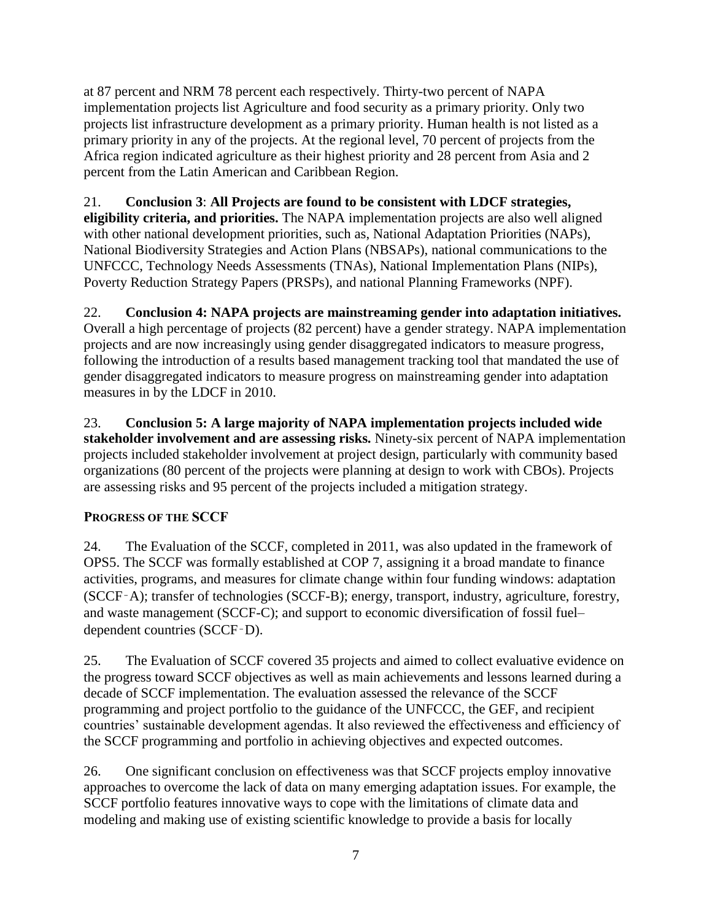at 87 percent and NRM 78 percent each respectively. Thirty-two percent of NAPA implementation projects list Agriculture and food security as a primary priority. Only two projects list infrastructure development as a primary priority. Human health is not listed as a primary priority in any of the projects. At the regional level, 70 percent of projects from the Africa region indicated agriculture as their highest priority and 28 percent from Asia and 2 percent from the Latin American and Caribbean Region.

21. **Conclusion 3**: **All Projects are found to be consistent with LDCF strategies, eligibility criteria, and priorities.** The NAPA implementation projects are also well aligned with other national development priorities, such as, National Adaptation Priorities (NAPs), National Biodiversity Strategies and Action Plans (NBSAPs), national communications to the UNFCCC, Technology Needs Assessments (TNAs), National Implementation Plans (NIPs), Poverty Reduction Strategy Papers (PRSPs), and national Planning Frameworks (NPF).

22. **Conclusion 4: NAPA projects are mainstreaming gender into adaptation initiatives.** Overall a high percentage of projects (82 percent) have a gender strategy. NAPA implementation projects and are now increasingly using gender disaggregated indicators to measure progress, following the introduction of a results based management tracking tool that mandated the use of gender disaggregated indicators to measure progress on mainstreaming gender into adaptation measures in by the LDCF in 2010.

23. **Conclusion 5: A large majority of NAPA implementation projects included wide stakeholder involvement and are assessing risks.** Ninety-six percent of NAPA implementation projects included stakeholder involvement at project design, particularly with community based organizations (80 percent of the projects were planning at design to work with CBOs). Projects are assessing risks and 95 percent of the projects included a mitigation strategy.

### PROGRESS OF THE SCCF

24. The Evaluation of the SCCF, completed in 2011, was also updated in the framework of OPS5. The SCCF was formally established at COP 7, assigning it a broad mandate to finance activities, programs, and measures for climate change within four funding windows: adaptation (SCCF‑A); transfer of technologies (SCCF-B); energy, transport, industry, agriculture, forestry, and waste management (SCCF-C); and support to economic diversification of fossil fuel–dependent countries (SCCF‑D).

25. The Evaluation of SCCF covered 35 projects and aimed to collect evaluative evidence on the progress toward SCCF objectives as well as main achievements and lessons learned during a decade of SCCF implementation. The evaluation assessed the relevance of the SCCF programming and project portfolio to the guidance of the UNFCCC, the GEF, and recipient countries' sustainable development agendas. It also reviewed the effectiveness and efficiency of the SCCF programming and portfolio in achieving objectives and expected outcomes.

26. One significant conclusion on effectiveness was that SCCF projects employ innovative approaches to overcome the lack of data on many emerging adaptation issues. For example, the SCCF portfolio features innovative ways to cope with the limitations of climate data and modeling and making use of existing scientific knowledge to provide a basis for locally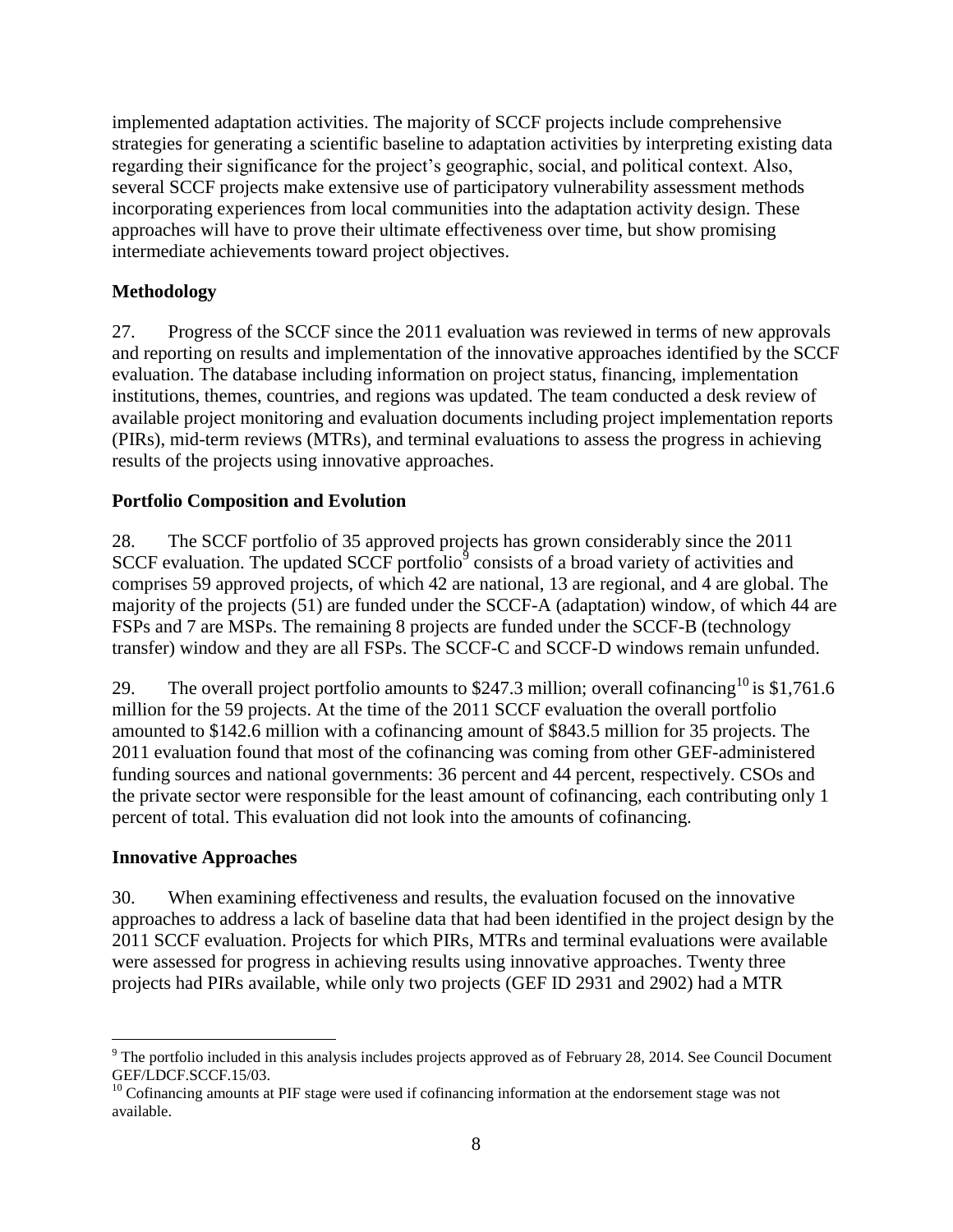implemented adaptation activities. The majority of SCCF projects include comprehensive strategies for generating a scientific baseline to adaptation activities by interpreting existing data regarding their significance for the project's geographic, social, and political context. Also, several SCCF projects make extensive use of participatory vulnerability assessment methods incorporating experiences from local communities into the adaptation activity design. These approaches will have to prove their ultimate effectiveness over time, but show promising intermediate achievements toward project objectives.

**Methodology**

27. Progress of the SCCF since the 2011 evaluation was reviewed in terms of new approvals and reporting on results and implementation of the innovative approaches identified by the SCCF evaluation. The database including information on project status, financing, implementation institutions, themes, countries, and regions was updated. The team conducted a desk review of available project monitoring and evaluation documents including project implementation reports (PIRs), mid-term reviews (MTRs), and terminal evaluations to assess the progress in achieving results of the projects using innovative approaches.

**Portfolio Composition and Evolution**

28. The SCCF portfolio of 35 approved projects has grown considerably since the 2011 SCCF evaluation. The updated SCCF portfolio[9] consists of a broad variety of activities and comprises 59 approved projects, of which 42 are national, 13 are regional, and 4 are global. The majority of the projects (51) are funded under the SCCF-A (adaptation) window, of which 44 are FSPs and 7 are MSPs. The remaining 8 projects are funded under the SCCF-B (technology transfer) window and they are all FSPs. The SCCF-C and SCCF-D windows remain unfunded.

29. The overall project portfolio amounts to $247.3 million; overall cofinancing[10] is $1,761.6 million for the 59 projects. At the time of the 2011 SCCF evaluation the overall portfolio amounted to $142.6 million with a cofinancing amount of $843.5 million for 35 projects. The 2011 evaluation found that most of the cofinancing was coming from other GEF-administered funding sources and national governments: 36 percent and 44 percent, respectively. CSOs and the private sector were responsible for the least amount of cofinancing, each contributing only 1 percent of total. This evaluation did not look into the amounts of cofinancing.

**Innovative Approaches**

30. When examining effectiveness and results, the evaluation focused on the innovative approaches to address a lack of baseline data that had been identified in the project design by the 2011 SCCF evaluation. Projects for which PIRs, MTRs and terminal evaluations were available were assessed for progress in achieving results using innovative approaches. Twenty three projects had PIRs available, while only two projects (GEF ID 2931 and 2902) had a MTR

---

[9] The portfolio included in this analysis includes projects approved as of February 28, 2014. See Council Document GEF/LDCF.SCCF.15/03.

[10] Cofinancing amounts at PIF stage were used if cofinancing information at the endorsement stage was not available.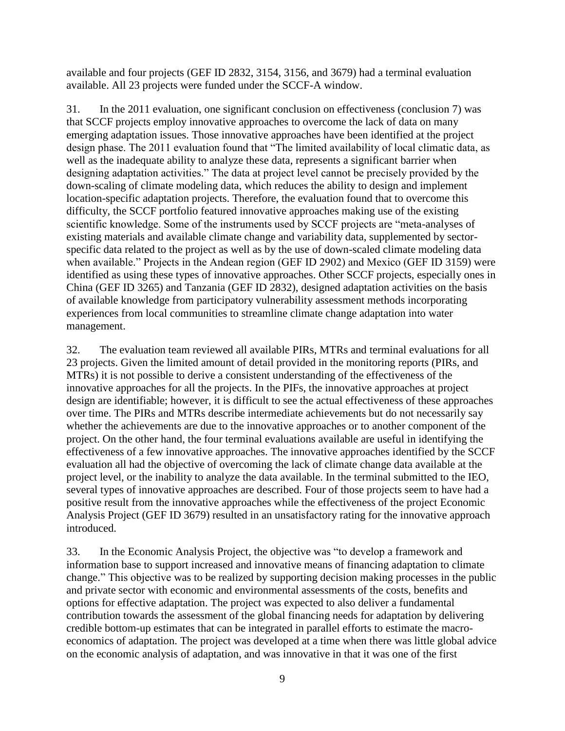available and four projects (GEF ID 2832, 3154, 3156, and 3679) had a terminal evaluation available. All 23 projects were funded under the SCCF-A window.

31. In the 2011 evaluation, one significant conclusion on effectiveness (conclusion 7) was that SCCF projects employ innovative approaches to overcome the lack of data on many emerging adaptation issues. Those innovative approaches have been identified at the project design phase. The 2011 evaluation found that "The limited availability of local climatic data, as well as the inadequate ability to analyze these data, represents a significant barrier when designing adaptation activities." The data at project level cannot be precisely provided by the down-scaling of climate modeling data, which reduces the ability to design and implement location-specific adaptation projects. Therefore, the evaluation found that to overcome this difficulty, the SCCF portfolio featured innovative approaches making use of the existing scientific knowledge. Some of the instruments used by SCCF projects are "meta-analyses of existing materials and available climate change and variability data, supplemented by sector-specific data related to the project as well as by the use of down-scaled climate modeling data when available." Projects in the Andean region (GEF ID 2902) and Mexico (GEF ID 3159) were identified as using these types of innovative approaches. Other SCCF projects, especially ones in China (GEF ID 3265) and Tanzania (GEF ID 2832), designed adaptation activities on the basis of available knowledge from participatory vulnerability assessment methods incorporating experiences from local communities to streamline climate change adaptation into water management.

32. The evaluation team reviewed all available PIRs, MTRs and terminal evaluations for all 23 projects. Given the limited amount of detail provided in the monitoring reports (PIRs, and MTRs) it is not possible to derive a consistent understanding of the effectiveness of the innovative approaches for all the projects. In the PIFs, the innovative approaches at project design are identifiable; however, it is difficult to see the actual effectiveness of these approaches over time. The PIRs and MTRs describe intermediate achievements but do not necessarily say whether the achievements are due to the innovative approaches or to another component of the project. On the other hand, the four terminal evaluations available are useful in identifying the effectiveness of a few innovative approaches. The innovative approaches identified by the SCCF evaluation all had the objective of overcoming the lack of climate change data available at the project level, or the inability to analyze the data available. In the terminal submitted to the IEO, several types of innovative approaches are described. Four of those projects seem to have had a positive result from the innovative approaches while the effectiveness of the project Economic Analysis Project (GEF ID 3679) resulted in an unsatisfactory rating for the innovative approach introduced.

33. In the Economic Analysis Project, the objective was "to develop a framework and information base to support increased and innovative means of financing adaptation to climate change." This objective was to be realized by supporting decision making processes in the public and private sector with economic and environmental assessments of the costs, benefits and options for effective adaptation. The project was expected to also deliver a fundamental contribution towards the assessment of the global financing needs for adaptation by delivering credible bottom-up estimates that can be integrated in parallel efforts to estimate the macro-economics of adaptation. The project was developed at a time when there was little global advice on the economic analysis of adaptation, and was innovative in that it was one of the first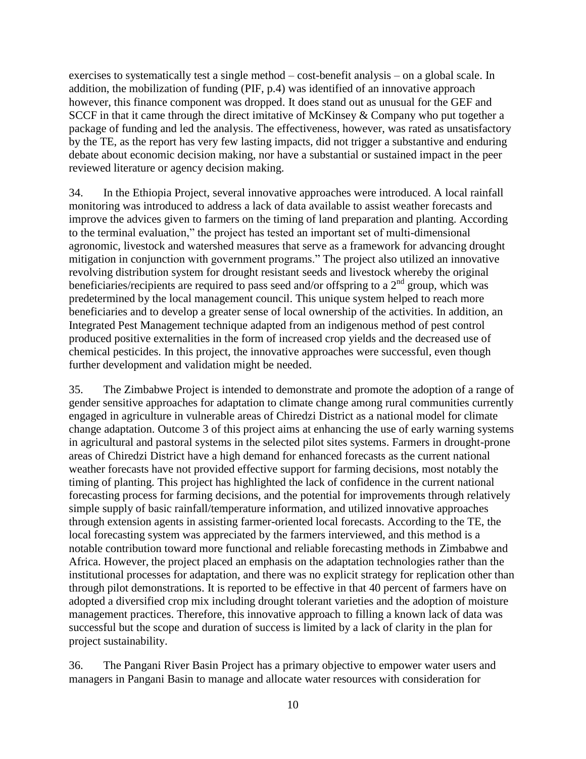exercises to systematically test a single method – cost-benefit analysis – on a global scale. In addition, the mobilization of funding (PIF, p.4) was identified of an innovative approach however, this finance component was dropped. It does stand out as unusual for the GEF and SCCF in that it came through the direct imitative of McKinsey & Company who put together a package of funding and led the analysis. The effectiveness, however, was rated as unsatisfactory by the TE, as the report has very few lasting impacts, did not trigger a substantive and enduring debate about economic decision making, nor have a substantial or sustained impact in the peer reviewed literature or agency decision making.

34. In the Ethiopia Project, several innovative approaches were introduced. A local rainfall monitoring was introduced to address a lack of data available to assist weather forecasts and improve the advices given to farmers on the timing of land preparation and planting. According to the terminal evaluation," the project has tested an important set of multi-dimensional agronomic, livestock and watershed measures that serve as a framework for advancing drought mitigation in conjunction with government programs." The project also utilized an innovative revolving distribution system for drought resistant seeds and livestock whereby the original beneficiaries/recipients are required to pass seed and/or offspring to a 2nd group, which was predetermined by the local management council. This unique system helped to reach more beneficiaries and to develop a greater sense of local ownership of the activities. In addition, an Integrated Pest Management technique adapted from an indigenous method of pest control produced positive externalities in the form of increased crop yields and the decreased use of chemical pesticides. In this project, the innovative approaches were successful, even though further development and validation might be needed.

35. The Zimbabwe Project is intended to demonstrate and promote the adoption of a range of gender sensitive approaches for adaptation to climate change among rural communities currently engaged in agriculture in vulnerable areas of Chiredzi District as a national model for climate change adaptation. Outcome 3 of this project aims at enhancing the use of early warning systems in agricultural and pastoral systems in the selected pilot sites systems. Farmers in drought-prone areas of Chiredzi District have a high demand for enhanced forecasts as the current national weather forecasts have not provided effective support for farming decisions, most notably the timing of planting. This project has highlighted the lack of confidence in the current national forecasting process for farming decisions, and the potential for improvements through relatively simple supply of basic rainfall/temperature information, and utilized innovative approaches through extension agents in assisting farmer-oriented local forecasts. According to the TE, the local forecasting system was appreciated by the farmers interviewed, and this method is a notable contribution toward more functional and reliable forecasting methods in Zimbabwe and Africa. However, the project placed an emphasis on the adaptation technologies rather than the institutional processes for adaptation, and there was no explicit strategy for replication other than through pilot demonstrations. It is reported to be effective in that 40 percent of farmers have on adopted a diversified crop mix including drought tolerant varieties and the adoption of moisture management practices. Therefore, this innovative approach to filling a known lack of data was successful but the scope and duration of success is limited by a lack of clarity in the plan for project sustainability.

36. The Pangani River Basin Project has a primary objective to empower water users and managers in Pangani Basin to manage and allocate water resources with consideration for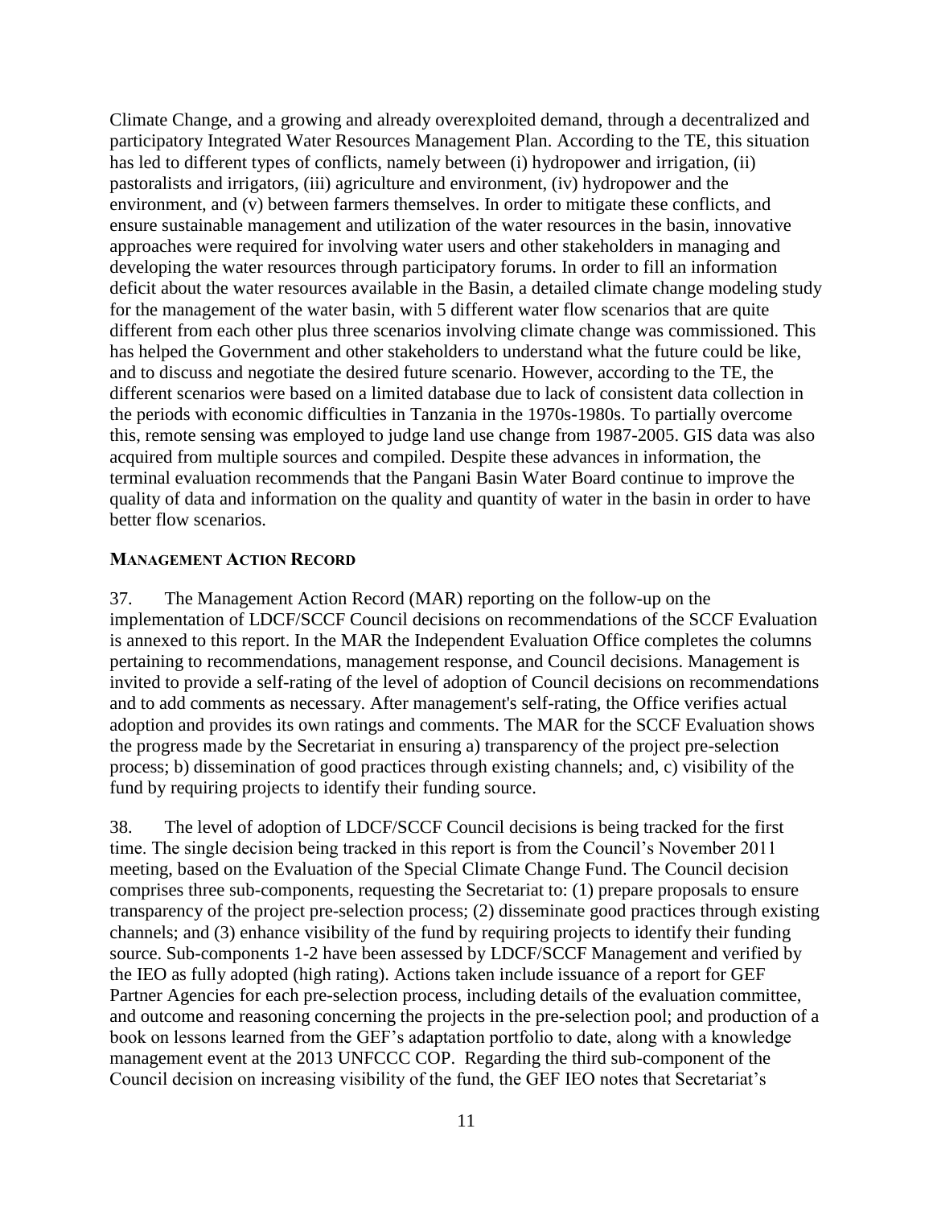Climate Change, and a growing and already overexploited demand, through a decentralized and participatory Integrated Water Resources Management Plan. According to the TE, this situation has led to different types of conflicts, namely between (i) hydropower and irrigation, (ii) pastoralists and irrigators, (iii) agriculture and environment, (iv) hydropower and the environment, and (v) between farmers themselves. In order to mitigate these conflicts, and ensure sustainable management and utilization of the water resources in the basin, innovative approaches were required for involving water users and other stakeholders in managing and developing the water resources through participatory forums. In order to fill an information deficit about the water resources available in the Basin, a detailed climate change modeling study for the management of the water basin, with 5 different water flow scenarios that are quite different from each other plus three scenarios involving climate change was commissioned. This has helped the Government and other stakeholders to understand what the future could be like, and to discuss and negotiate the desired future scenario. However, according to the TE, the different scenarios were based on a limited database due to lack of consistent data collection in the periods with economic difficulties in Tanzania in the 1970s-1980s. To partially overcome this, remote sensing was employed to judge land use change from 1987-2005. GIS data was also acquired from multiple sources and compiled. Despite these advances in information, the terminal evaluation recommends that the Pangani Basin Water Board continue to improve the quality of data and information on the quality and quantity of water in the basin in order to have better flow scenarios.

### MANAGEMENT ACTION RECORD

37. The Management Action Record (MAR) reporting on the follow-up on the implementation of LDCF/SCCF Council decisions on recommendations of the SCCF Evaluation is annexed to this report. In the MAR the Independent Evaluation Office completes the columns pertaining to recommendations, management response, and Council decisions. Management is invited to provide a self-rating of the level of adoption of Council decisions on recommendations and to add comments as necessary. After management's self-rating, the Office verifies actual adoption and provides its own ratings and comments. The MAR for the SCCF Evaluation shows the progress made by the Secretariat in ensuring a) transparency of the project pre-selection process; b) dissemination of good practices through existing channels; and, c) visibility of the fund by requiring projects to identify their funding source.

38. The level of adoption of LDCF/SCCF Council decisions is being tracked for the first time. The single decision being tracked in this report is from the Council's November 2011 meeting, based on the Evaluation of the Special Climate Change Fund. The Council decision comprises three sub-components, requesting the Secretariat to: (1) prepare proposals to ensure transparency of the project pre-selection process; (2) disseminate good practices through existing channels; and (3) enhance visibility of the fund by requiring projects to identify their funding source. Sub-components 1-2 have been assessed by LDCF/SCCF Management and verified by the IEO as fully adopted (high rating). Actions taken include issuance of a report for GEF Partner Agencies for each pre-selection process, including details of the evaluation committee, and outcome and reasoning concerning the projects in the pre-selection pool; and production of a book on lessons learned from the GEF's adaptation portfolio to date, along with a knowledge management event at the 2013 UNFCCC COP. Regarding the third sub-component of the Council decision on increasing visibility of the fund, the GEF IEO notes that Secretariat's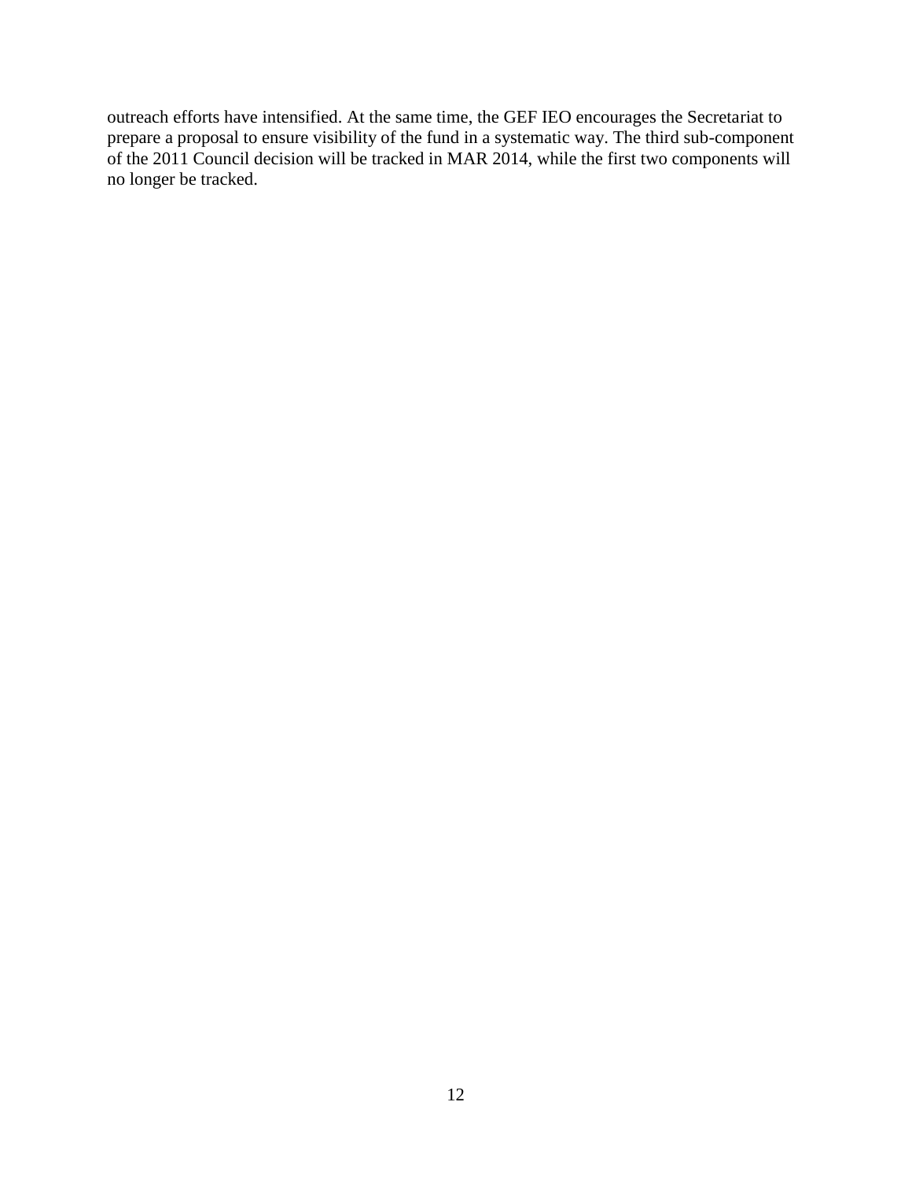outreach efforts have intensified. At the same time, the GEF IEO encourages the Secretariat to prepare a proposal to ensure visibility of the fund in a systematic way. The third sub-component of the 2011 Council decision will be tracked in MAR 2014, while the first two components will no longer be tracked.